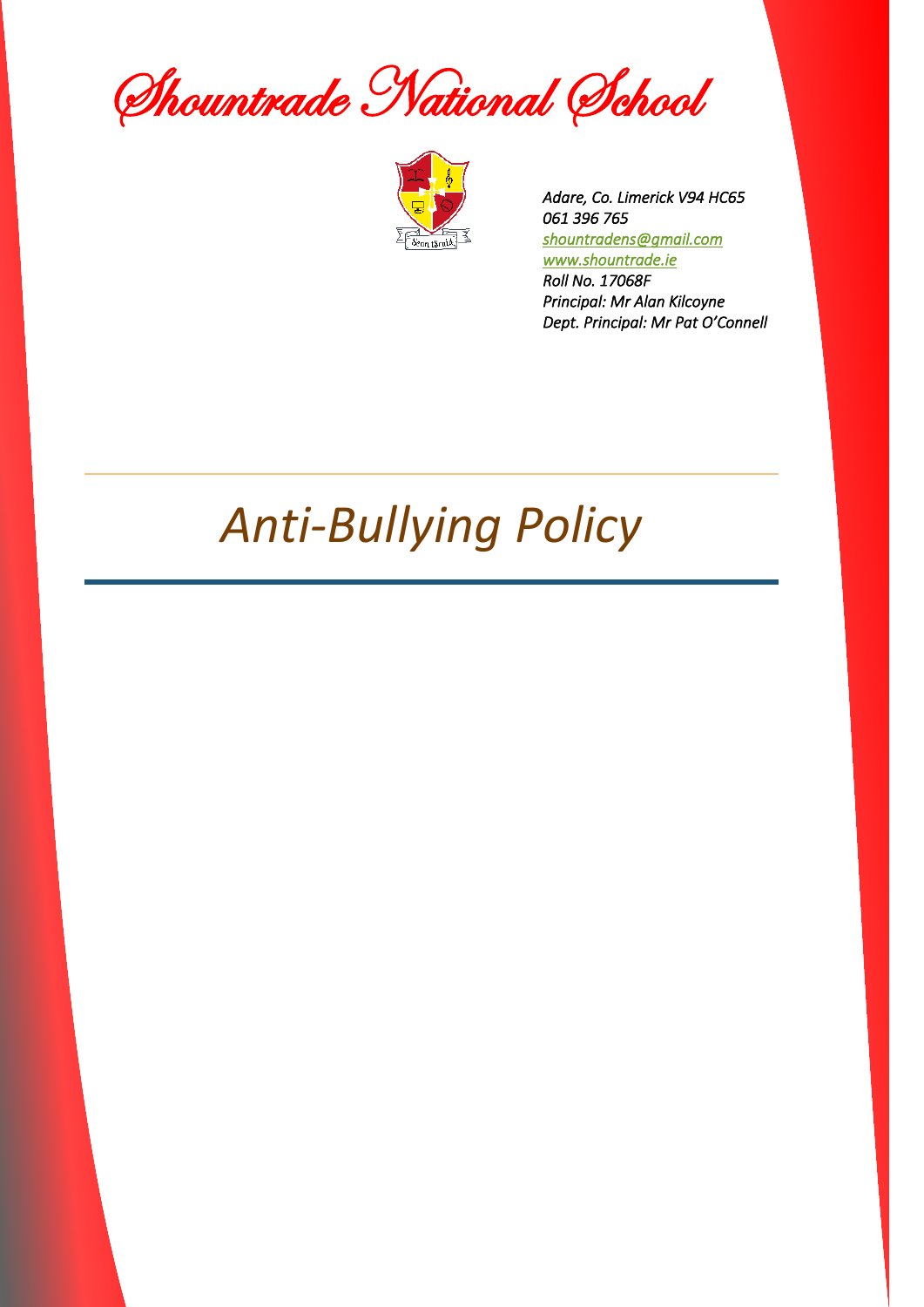# Shountrade National School

*Adare, Co. Limerick V94 HC65*
*061 396 765*
*shountradens@gmail.com*
*www.shountrade.ie*
*Roll No. 17068F*
*Principal: Mr Alan Kilcoyne*
*Dept. Principal: Mr Pat O'Connell*

# *Anti-Bullying Policy*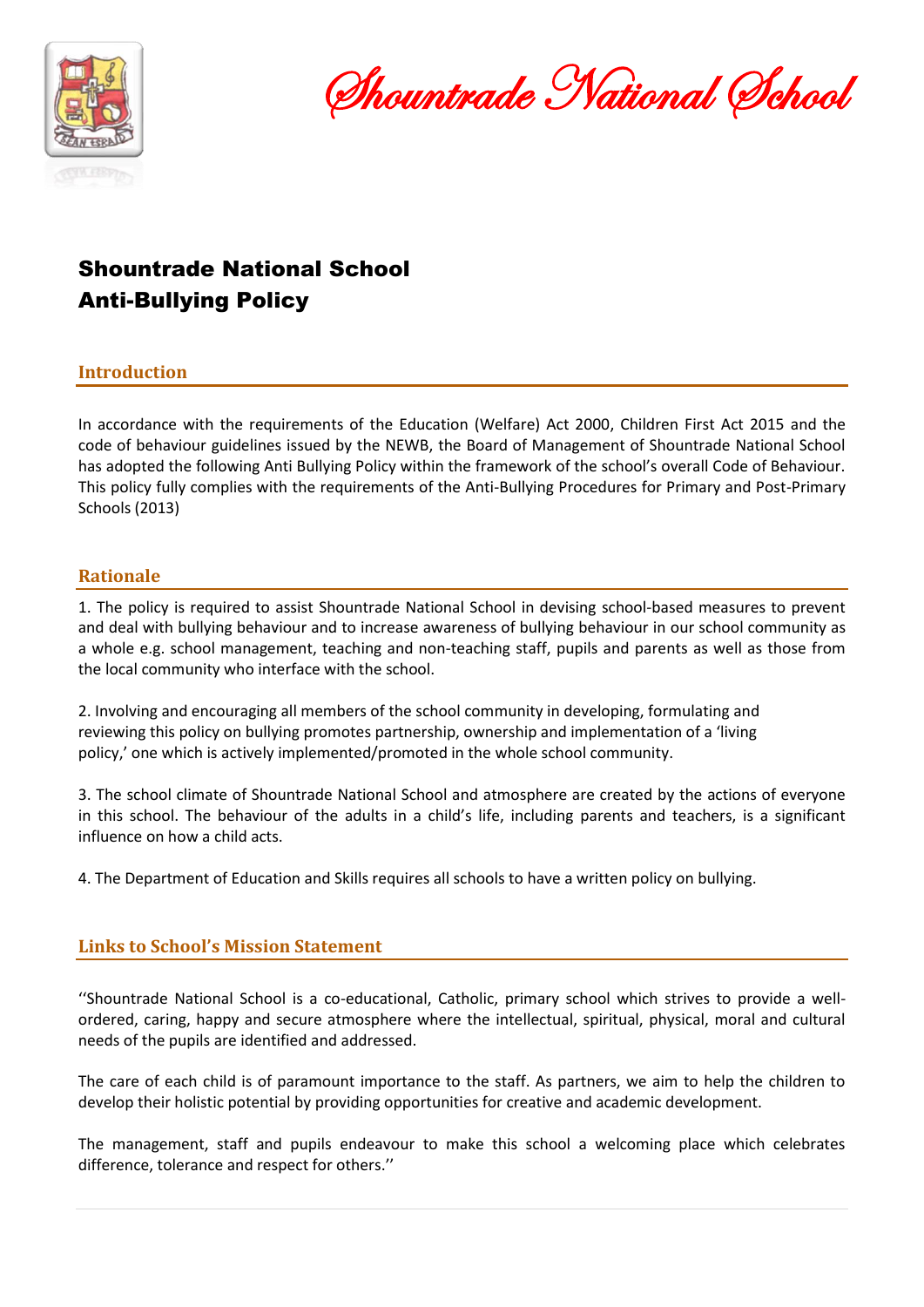# Shountrade National School

## Shountrade National School
## Anti-Bullying Policy

### Introduction

In accordance with the requirements of the Education (Welfare) Act 2000, Children First Act 2015 and the code of behaviour guidelines issued by the NEWB, the Board of Management of Shountrade National School has adopted the following Anti Bullying Policy within the framework of the school's overall Code of Behaviour. This policy fully complies with the requirements of the Anti-Bullying Procedures for Primary and Post-Primary Schools (2013)

### Rationale

1. The policy is required to assist Shountrade National School in devising school-based measures to prevent and deal with bullying behaviour and to increase awareness of bullying behaviour in our school community as a whole e.g. school management, teaching and non-teaching staff, pupils and parents as well as those from the local community who interface with the school.

2. Involving and encouraging all members of the school community in developing, formulating and reviewing this policy on bullying promotes partnership, ownership and implementation of a 'living policy,' one which is actively implemented/promoted in the whole school community.

3. The school climate of Shountrade National School and atmosphere are created by the actions of everyone in this school. The behaviour of the adults in a child's life, including parents and teachers, is a significant influence on how a child acts.

4. The Department of Education and Skills requires all schools to have a written policy on bullying.

### Links to School's Mission Statement

''Shountrade National School is a co-educational, Catholic, primary school which strives to provide a well-ordered, caring, happy and secure atmosphere where the intellectual, spiritual, physical, moral and cultural needs of the pupils are identified and addressed.

The care of each child is of paramount importance to the staff. As partners, we aim to help the children to develop their holistic potential by providing opportunities for creative and academic development.

The management, staff and pupils endeavour to make this school a welcoming place which celebrates difference, tolerance and respect for others.''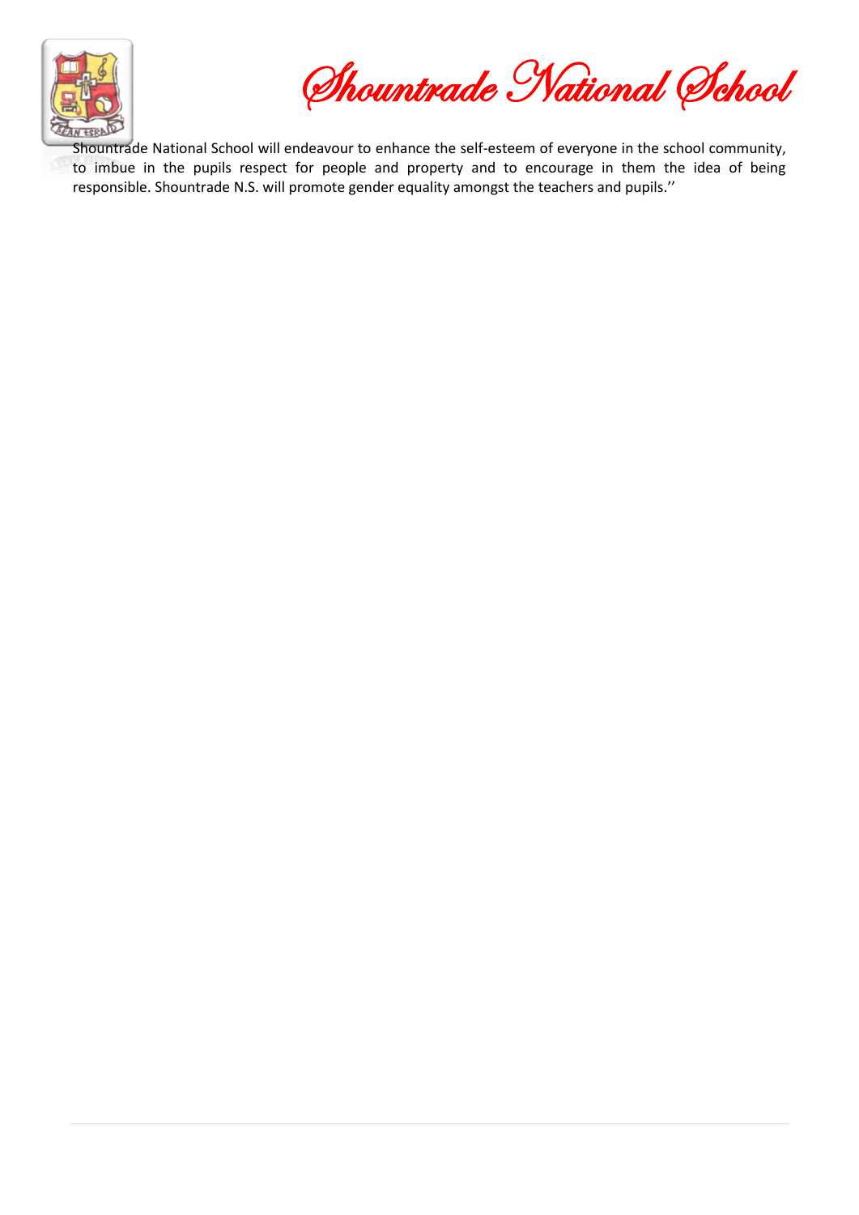Shountrade National School will endeavour to enhance the self-esteem of everyone in the school community, to imbue in the pupils respect for people and property and to encourage in them the idea of being responsible. Shountrade N.S. will promote gender equality amongst the teachers and pupils.''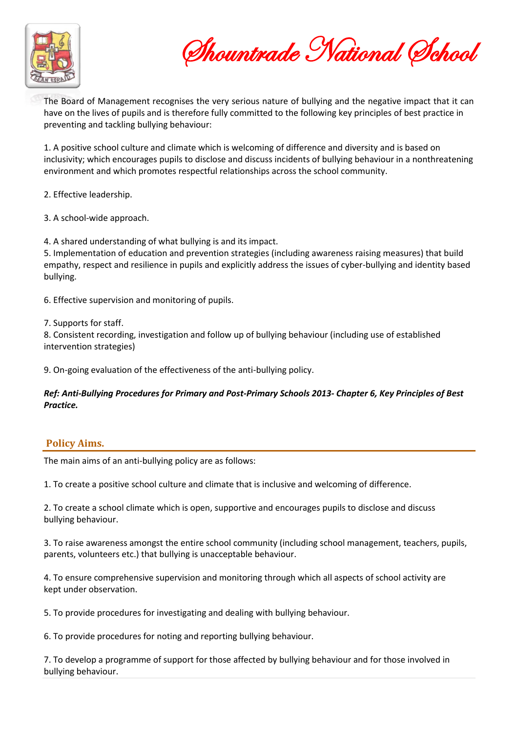The Board of Management recognises the very serious nature of bullying and the negative impact that it can have on the lives of pupils and is therefore fully committed to the following key principles of best practice in preventing and tackling bullying behaviour:

1. A positive school culture and climate which is welcoming of difference and diversity and is based on inclusivity; which encourages pupils to disclose and discuss incidents of bullying behaviour in a nonthreatening environment and which promotes respectful relationships across the school community.

2. Effective leadership.

3. A school-wide approach.

4. A shared understanding of what bullying is and its impact.

5. Implementation of education and prevention strategies (including awareness raising measures) that build empathy, respect and resilience in pupils and explicitly address the issues of cyber-bullying and identity based bullying.

6. Effective supervision and monitoring of pupils.

7. Supports for staff.

8. Consistent recording, investigation and follow up of bullying behaviour (including use of established intervention strategies)

9. On-going evaluation of the effectiveness of the anti-bullying policy.

***Ref: Anti-Bullying Procedures for Primary and Post-Primary Schools 2013- Chapter 6, Key Principles of Best Practice.***

## Policy Aims.

The main aims of an anti-bullying policy are as follows:

1. To create a positive school culture and climate that is inclusive and welcoming of difference.

2. To create a school climate which is open, supportive and encourages pupils to disclose and discuss bullying behaviour.

3. To raise awareness amongst the entire school community (including school management, teachers, pupils, parents, volunteers etc.) that bullying is unacceptable behaviour.

4. To ensure comprehensive supervision and monitoring through which all aspects of school activity are kept under observation.

5. To provide procedures for investigating and dealing with bullying behaviour.

6. To provide procedures for noting and reporting bullying behaviour.

7. To develop a programme of support for those affected by bullying behaviour and for those involved in bullying behaviour.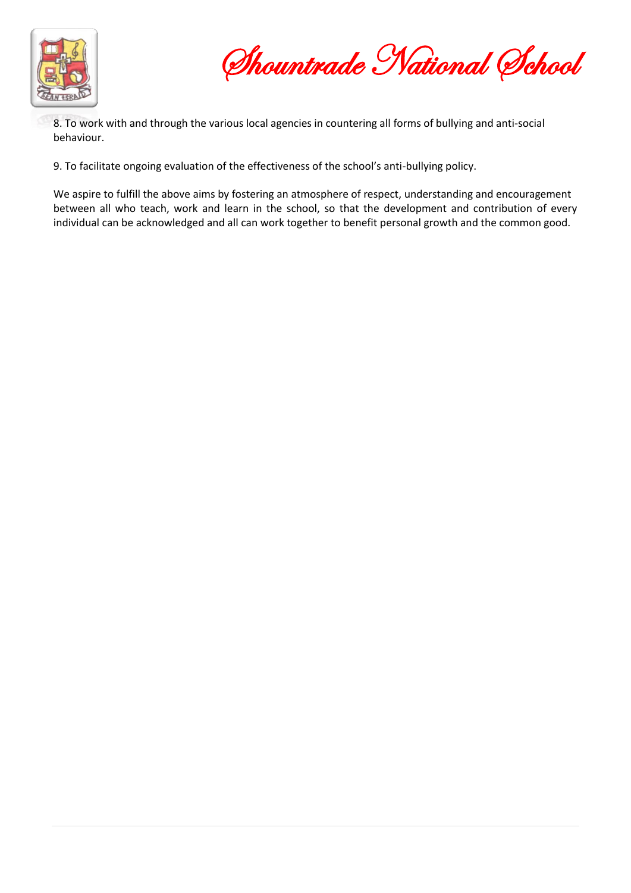8. To work with and through the various local agencies in countering all forms of bullying and anti-social behaviour.

9. To facilitate ongoing evaluation of the effectiveness of the school's anti-bullying policy.

We aspire to fulfill the above aims by fostering an atmosphere of respect, understanding and encouragement between all who teach, work and learn in the school, so that the development and contribution of every individual can be acknowledged and all can work together to benefit personal growth and the common good.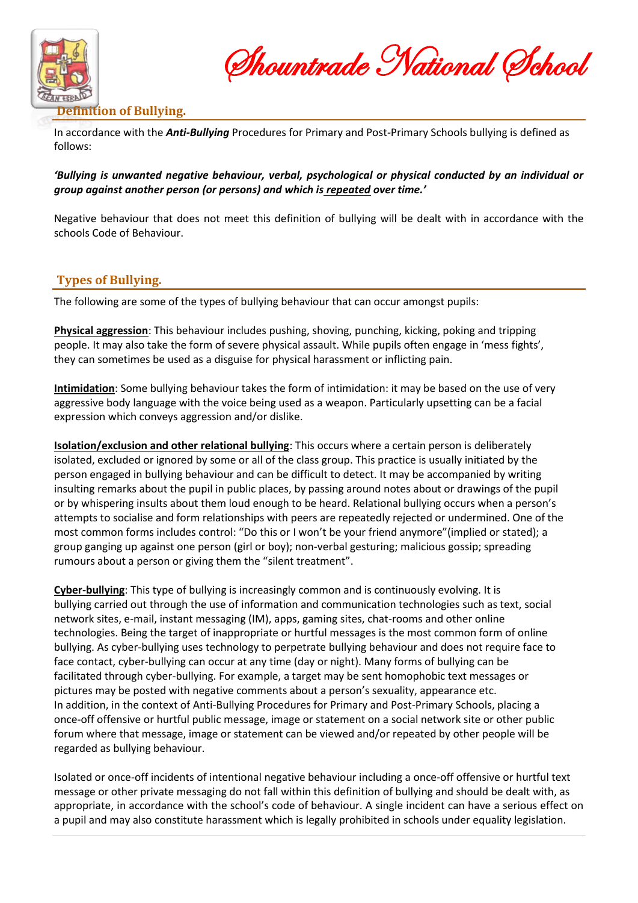## Definition of Bullying.

In accordance with the ***Anti-Bullying*** Procedures for Primary and Post-Primary Schools bullying is defined as follows:

***'Bullying is unwanted negative behaviour, verbal, psychological or physical conducted by an individual or group against another person (or persons) and which is <u>repeated</u> over time.'***

Negative behaviour that does not meet this definition of bullying will be dealt with in accordance with the schools Code of Behaviour.

## Types of Bullying.

The following are some of the types of bullying behaviour that can occur amongst pupils:

<u>**Physical aggression**</u>: This behaviour includes pushing, shoving, punching, kicking, poking and tripping people. It may also take the form of severe physical assault. While pupils often engage in 'mess fights', they can sometimes be used as a disguise for physical harassment or inflicting pain.

<u>**Intimidation**</u>: Some bullying behaviour takes the form of intimidation: it may be based on the use of very aggressive body language with the voice being used as a weapon. Particularly upsetting can be a facial expression which conveys aggression and/or dislike.

<u>**Isolation/exclusion and other relational bullying**</u>: This occurs where a certain person is deliberately isolated, excluded or ignored by some or all of the class group. This practice is usually initiated by the person engaged in bullying behaviour and can be difficult to detect. It may be accompanied by writing insulting remarks about the pupil in public places, by passing around notes about or drawings of the pupil or by whispering insults about them loud enough to be heard. Relational bullying occurs when a person's attempts to socialise and form relationships with peers are repeatedly rejected or undermined. One of the most common forms includes control: "Do this or I won't be your friend anymore"(implied or stated); a group ganging up against one person (girl or boy); non-verbal gesturing; malicious gossip; spreading rumours about a person or giving them the "silent treatment".

<u>**Cyber-bullying**</u>: This type of bullying is increasingly common and is continuously evolving. It is bullying carried out through the use of information and communication technologies such as text, social network sites, e-mail, instant messaging (IM), apps, gaming sites, chat-rooms and other online technologies. Being the target of inappropriate or hurtful messages is the most common form of online bullying. As cyber-bullying uses technology to perpetrate bullying behaviour and does not require face to face contact, cyber-bullying can occur at any time (day or night). Many forms of bullying can be facilitated through cyber-bullying. For example, a target may be sent homophobic text messages or pictures may be posted with negative comments about a person's sexuality, appearance etc.
In addition, in the context of Anti-Bullying Procedures for Primary and Post-Primary Schools, placing a once-off offensive or hurtful public message, image or statement on a social network site or other public forum where that message, image or statement can be viewed and/or repeated by other people will be regarded as bullying behaviour.

Isolated or once-off incidents of intentional negative behaviour including a once-off offensive or hurtful text message or other private messaging do not fall within this definition of bullying and should be dealt with, as appropriate, in accordance with the school's code of behaviour. A single incident can have a serious effect on a pupil and may also constitute harassment which is legally prohibited in schools under equality legislation.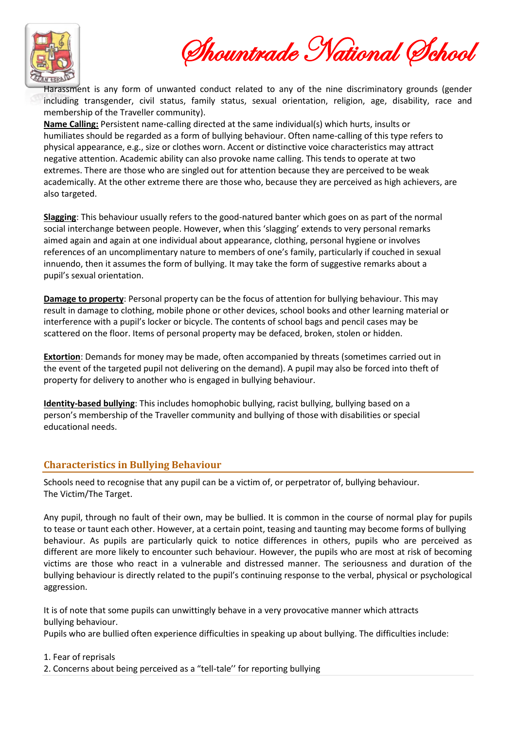Harassment is any form of unwanted conduct related to any of the nine discriminatory grounds (gender including transgender, civil status, family status, sexual orientation, religion, age, disability, race and membership of the Traveller community).

**Name Calling:** Persistent name-calling directed at the same individual(s) which hurts, insults or humiliates should be regarded as a form of bullying behaviour. Often name-calling of this type refers to physical appearance, e.g., size or clothes worn. Accent or distinctive voice characteristics may attract negative attention. Academic ability can also provoke name calling. This tends to operate at two extremes. There are those who are singled out for attention because they are perceived to be weak academically. At the other extreme there are those who, because they are perceived as high achievers, are also targeted.

**Slagging**: This behaviour usually refers to the good-natured banter which goes on as part of the normal social interchange between people. However, when this 'slagging' extends to very personal remarks aimed again and again at one individual about appearance, clothing, personal hygiene or involves references of an uncomplimentary nature to members of one's family, particularly if couched in sexual innuendo, then it assumes the form of bullying. It may take the form of suggestive remarks about a pupil's sexual orientation.

**Damage to property**: Personal property can be the focus of attention for bullying behaviour. This may result in damage to clothing, mobile phone or other devices, school books and other learning material or interference with a pupil's locker or bicycle. The contents of school bags and pencil cases may be scattered on the floor. Items of personal property may be defaced, broken, stolen or hidden.

**Extortion**: Demands for money may be made, often accompanied by threats (sometimes carried out in the event of the targeted pupil not delivering on the demand). A pupil may also be forced into theft of property for delivery to another who is engaged in bullying behaviour.

**Identity-based bullying**: This includes homophobic bullying, racist bullying, bullying based on a person's membership of the Traveller community and bullying of those with disabilities or special educational needs.

## Characteristics in Bullying Behaviour

Schools need to recognise that any pupil can be a victim of, or perpetrator of, bullying behaviour.
The Victim/The Target.

Any pupil, through no fault of their own, may be bullied. It is common in the course of normal play for pupils to tease or taunt each other. However, at a certain point, teasing and taunting may become forms of bullying behaviour. As pupils are particularly quick to notice differences in others, pupils who are perceived as different are more likely to encounter such behaviour. However, the pupils who are most at risk of becoming victims are those who react in a vulnerable and distressed manner. The seriousness and duration of the bullying behaviour is directly related to the pupil's continuing response to the verbal, physical or psychological aggression.

It is of note that some pupils can unwittingly behave in a very provocative manner which attracts bullying behaviour.
Pupils who are bullied often experience difficulties in speaking up about bullying. The difficulties include:

1. Fear of reprisals
2. Concerns about being perceived as a "tell-tale'' for reporting bullying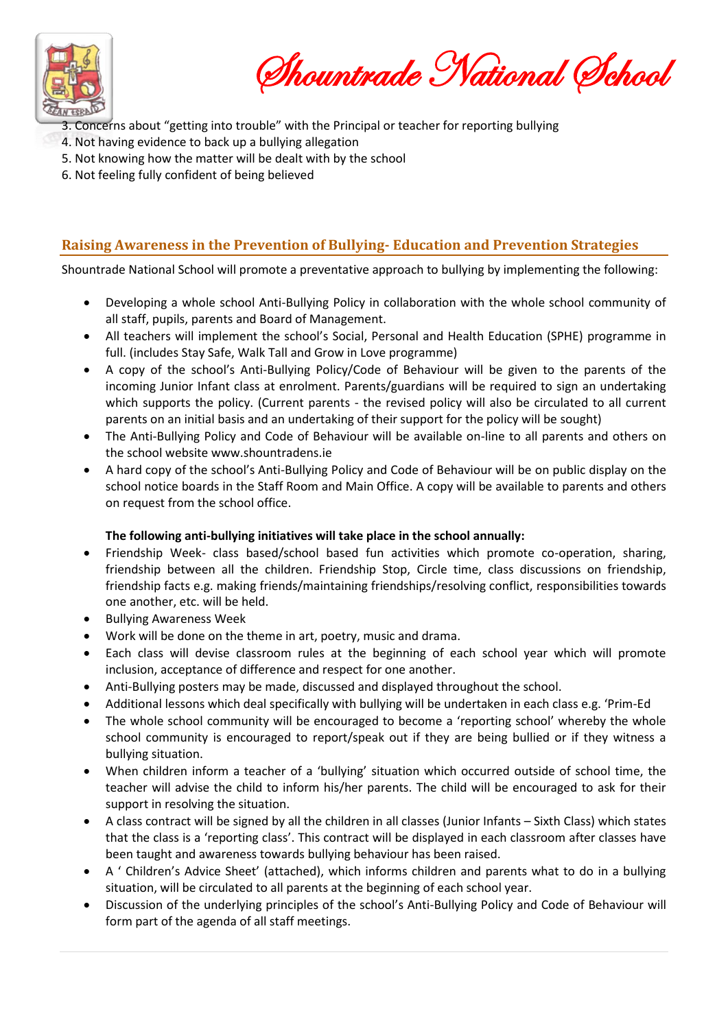3. Concerns about "getting into trouble" with the Principal or teacher for reporting bullying
4. Not having evidence to back up a bullying allegation
5. Not knowing how the matter will be dealt with by the school
6. Not feeling fully confident of being believed

## Raising Awareness in the Prevention of Bullying- Education and Prevention Strategies

Shountrade National School will promote a preventative approach to bullying by implementing the following:

- Developing a whole school Anti-Bullying Policy in collaboration with the whole school community of all staff, pupils, parents and Board of Management.
- All teachers will implement the school's Social, Personal and Health Education (SPHE) programme in full. (includes Stay Safe, Walk Tall and Grow in Love programme)
- A copy of the school's Anti-Bullying Policy/Code of Behaviour will be given to the parents of the incoming Junior Infant class at enrolment. Parents/guardians will be required to sign an undertaking which supports the policy. (Current parents - the revised policy will also be circulated to all current parents on an initial basis and an undertaking of their support for the policy will be sought)
- The Anti-Bullying Policy and Code of Behaviour will be available on-line to all parents and others on the school website www.shountradens.ie
- A hard copy of the school's Anti-Bullying Policy and Code of Behaviour will be on public display on the school notice boards in the Staff Room and Main Office. A copy will be available to parents and others on request from the school office.

**The following anti-bullying initiatives will take place in the school annually:**

- Friendship Week- class based/school based fun activities which promote co-operation, sharing, friendship between all the children. Friendship Stop, Circle time, class discussions on friendship, friendship facts e.g. making friends/maintaining friendships/resolving conflict, responsibilities towards one another, etc. will be held.
- Bullying Awareness Week
- Work will be done on the theme in art, poetry, music and drama.
- Each class will devise classroom rules at the beginning of each school year which will promote inclusion, acceptance of difference and respect for one another.
- Anti-Bullying posters may be made, discussed and displayed throughout the school.
- Additional lessons which deal specifically with bullying will be undertaken in each class e.g. 'Prim-Ed
- The whole school community will be encouraged to become a 'reporting school' whereby the whole school community is encouraged to report/speak out if they are being bullied or if they witness a bullying situation.
- When children inform a teacher of a 'bullying' situation which occurred outside of school time, the teacher will advise the child to inform his/her parents. The child will be encouraged to ask for their support in resolving the situation.
- A class contract will be signed by all the children in all classes (Junior Infants – Sixth Class) which states that the class is a 'reporting class'. This contract will be displayed in each classroom after classes have been taught and awareness towards bullying behaviour has been raised.
- A ' Children's Advice Sheet' (attached), which informs children and parents what to do in a bullying situation, will be circulated to all parents at the beginning of each school year.
- Discussion of the underlying principles of the school's Anti-Bullying Policy and Code of Behaviour will form part of the agenda of all staff meetings.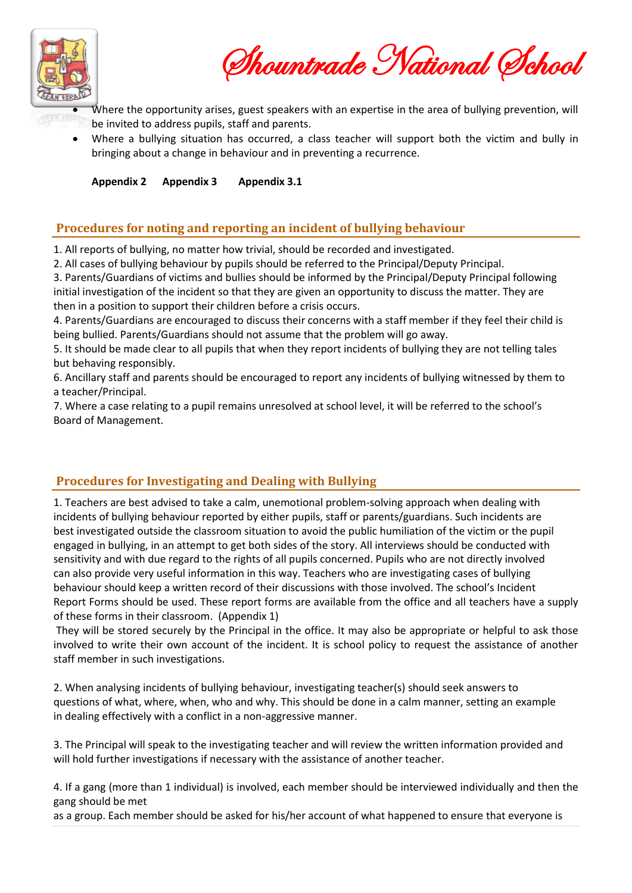- Where the opportunity arises, guest speakers with an expertise in the area of bullying prevention, will be invited to address pupils, staff and parents.
- Where a bullying situation has occurred, a class teacher will support both the victim and bully in bringing about a change in behaviour and in preventing a recurrence.

**Appendix 2  Appendix 3  Appendix 3.1**

## Procedures for noting and reporting an incident of bullying behaviour

1. All reports of bullying, no matter how trivial, should be recorded and investigated.
2. All cases of bullying behaviour by pupils should be referred to the Principal/Deputy Principal.
3. Parents/Guardians of victims and bullies should be informed by the Principal/Deputy Principal following initial investigation of the incident so that they are given an opportunity to discuss the matter. They are then in a position to support their children before a crisis occurs.
4. Parents/Guardians are encouraged to discuss their concerns with a staff member if they feel their child is being bullied. Parents/Guardians should not assume that the problem will go away.
5. It should be made clear to all pupils that when they report incidents of bullying they are not telling tales but behaving responsibly.
6. Ancillary staff and parents should be encouraged to report any incidents of bullying witnessed by them to a teacher/Principal.
7. Where a case relating to a pupil remains unresolved at school level, it will be referred to the school's Board of Management.

## Procedures for Investigating and Dealing with Bullying

1. Teachers are best advised to take a calm, unemotional problem-solving approach when dealing with incidents of bullying behaviour reported by either pupils, staff or parents/guardians. Such incidents are best investigated outside the classroom situation to avoid the public humiliation of the victim or the pupil engaged in bullying, in an attempt to get both sides of the story. All interviews should be conducted with sensitivity and with due regard to the rights of all pupils concerned. Pupils who are not directly involved can also provide very useful information in this way. Teachers who are investigating cases of bullying behaviour should keep a written record of their discussions with those involved. The school's Incident Report Forms should be used. These report forms are available from the office and all teachers have a supply of these forms in their classroom. (Appendix 1)

   They will be stored securely by the Principal in the office. It may also be appropriate or helpful to ask those involved to write their own account of the incident. It is school policy to request the assistance of another staff member in such investigations.

2. When analysing incidents of bullying behaviour, investigating teacher(s) should seek answers to questions of what, where, when, who and why. This should be done in a calm manner, setting an example in dealing effectively with a conflict in a non-aggressive manner.

3. The Principal will speak to the investigating teacher and will review the written information provided and will hold further investigations if necessary with the assistance of another teacher.

4. If a gang (more than 1 individual) is involved, each member should be interviewed individually and then the gang should be met
as a group. Each member should be asked for his/her account of what happened to ensure that everyone is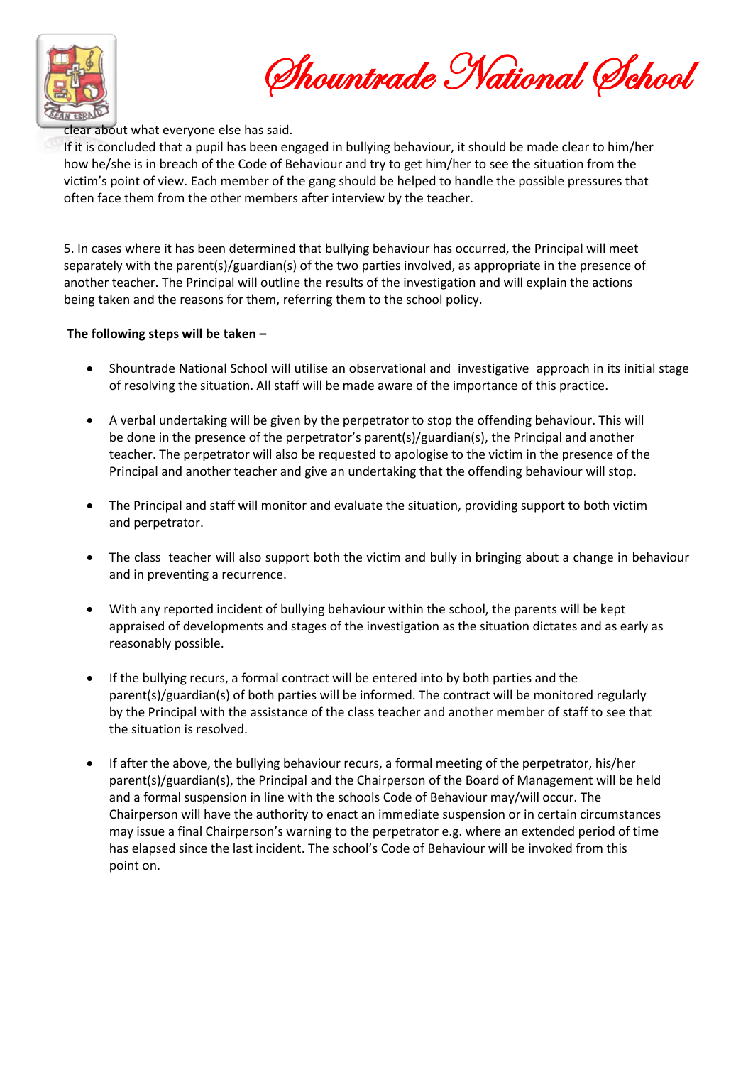clear about what everyone else has said.

If it is concluded that a pupil has been engaged in bullying behaviour, it should be made clear to him/her how he/she is in breach of the Code of Behaviour and try to get him/her to see the situation from the victim's point of view. Each member of the gang should be helped to handle the possible pressures that often face them from the other members after interview by the teacher.

5. In cases where it has been determined that bullying behaviour has occurred, the Principal will meet separately with the parent(s)/guardian(s) of the two parties involved, as appropriate in the presence of another teacher. The Principal will outline the results of the investigation and will explain the actions being taken and the reasons for them, referring them to the school policy.

**The following steps will be taken –**

- Shountrade National School will utilise an observational and investigative approach in its initial stage of resolving the situation. All staff will be made aware of the importance of this practice.
- A verbal undertaking will be given by the perpetrator to stop the offending behaviour. This will be done in the presence of the perpetrator's parent(s)/guardian(s), the Principal and another teacher. The perpetrator will also be requested to apologise to the victim in the presence of the Principal and another teacher and give an undertaking that the offending behaviour will stop.
- The Principal and staff will monitor and evaluate the situation, providing support to both victim and perpetrator.
- The class teacher will also support both the victim and bully in bringing about a change in behaviour and in preventing a recurrence.
- With any reported incident of bullying behaviour within the school, the parents will be kept appraised of developments and stages of the investigation as the situation dictates and as early as reasonably possible.
- If the bullying recurs, a formal contract will be entered into by both parties and the parent(s)/guardian(s) of both parties will be informed. The contract will be monitored regularly by the Principal with the assistance of the class teacher and another member of staff to see that the situation is resolved.
- If after the above, the bullying behaviour recurs, a formal meeting of the perpetrator, his/her parent(s)/guardian(s), the Principal and the Chairperson of the Board of Management will be held and a formal suspension in line with the schools Code of Behaviour may/will occur. The Chairperson will have the authority to enact an immediate suspension or in certain circumstances may issue a final Chairperson's warning to the perpetrator e.g. where an extended period of time has elapsed since the last incident. The school's Code of Behaviour will be invoked from this point on.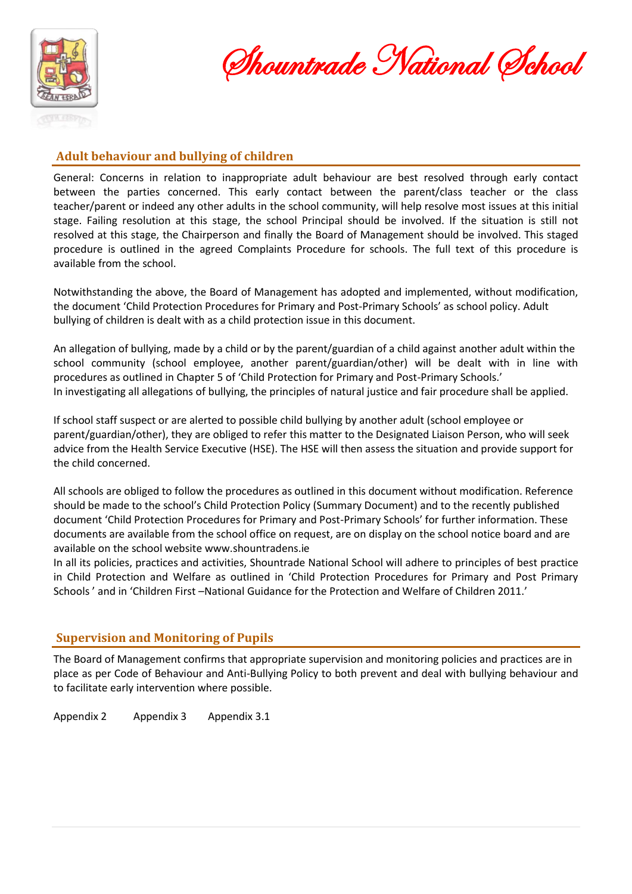## Adult behaviour and bullying of children

General: Concerns in relation to inappropriate adult behaviour are best resolved through early contact between the parties concerned. This early contact between the parent/class teacher or the class teacher/parent or indeed any other adults in the school community, will help resolve most issues at this initial stage. Failing resolution at this stage, the school Principal should be involved. If the situation is still not resolved at this stage, the Chairperson and finally the Board of Management should be involved. This staged procedure is outlined in the agreed Complaints Procedure for schools. The full text of this procedure is available from the school.

Notwithstanding the above, the Board of Management has adopted and implemented, without modification, the document 'Child Protection Procedures for Primary and Post-Primary Schools' as school policy. Adult bullying of children is dealt with as a child protection issue in this document.

An allegation of bullying, made by a child or by the parent/guardian of a child against another adult within the school community (school employee, another parent/guardian/other) will be dealt with in line with procedures as outlined in Chapter 5 of 'Child Protection for Primary and Post-Primary Schools.'
In investigating all allegations of bullying, the principles of natural justice and fair procedure shall be applied.

If school staff suspect or are alerted to possible child bullying by another adult (school employee or parent/guardian/other), they are obliged to refer this matter to the Designated Liaison Person, who will seek advice from the Health Service Executive (HSE). The HSE will then assess the situation and provide support for the child concerned.

All schools are obliged to follow the procedures as outlined in this document without modification. Reference should be made to the school's Child Protection Policy (Summary Document) and to the recently published document 'Child Protection Procedures for Primary and Post-Primary Schools' for further information. These documents are available from the school office on request, are on display on the school notice board and are available on the school website www.shountradens.ie
In all its policies, practices and activities, Shountrade National School will adhere to principles of best practice in Child Protection and Welfare as outlined in 'Child Protection Procedures for Primary and Post Primary Schools' and in 'Children First –National Guidance for the Protection and Welfare of Children 2011.'

## Supervision and Monitoring of Pupils

The Board of Management confirms that appropriate supervision and monitoring policies and practices are in place as per Code of Behaviour and Anti-Bullying Policy to both prevent and deal with bullying behaviour and to facilitate early intervention where possible.

Appendix 2 Appendix 3 Appendix 3.1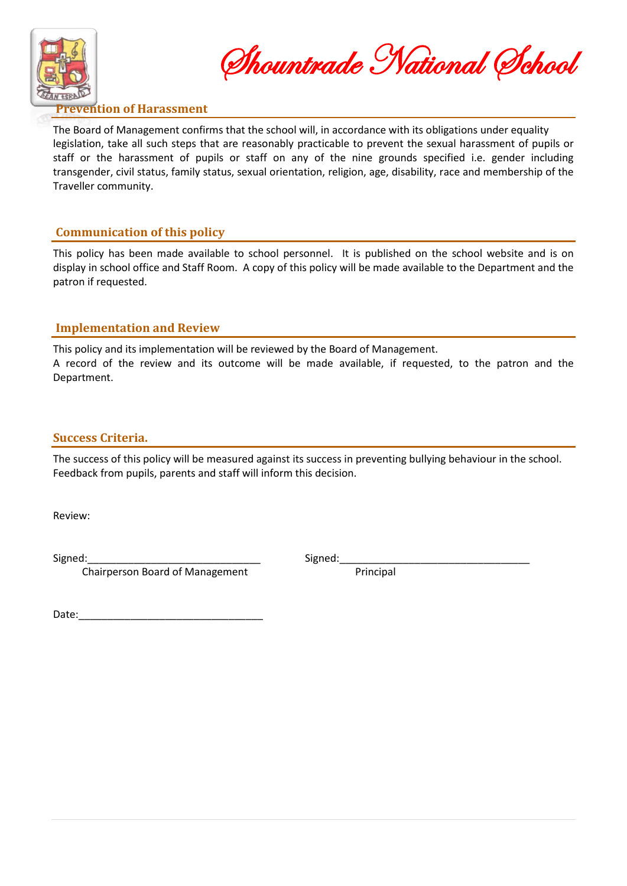## Prevention of Harassment

The Board of Management confirms that the school will, in accordance with its obligations under equality legislation, take all such steps that are reasonably practicable to prevent the sexual harassment of pupils or staff or the harassment of pupils or staff on any of the nine grounds specified i.e. gender including transgender, civil status, family status, sexual orientation, religion, age, disability, race and membership of the Traveller community.

## Communication of this policy

This policy has been made available to school personnel. It is published on the school website and is on display in school office and Staff Room. A copy of this policy will be made available to the Department and the patron if requested.

## Implementation and Review

This policy and its implementation will be reviewed by the Board of Management.
A record of the review and its outcome will be made available, if requested, to the patron and the Department.

## Success Criteria.

The success of this policy will be measured against its success in preventing bullying behaviour in the school. Feedback from pupils, parents and staff will inform this decision.

Review:

Signed:______________________________
Chairperson Board of Management

Signed:_________________________________
Principal

Date:________________________________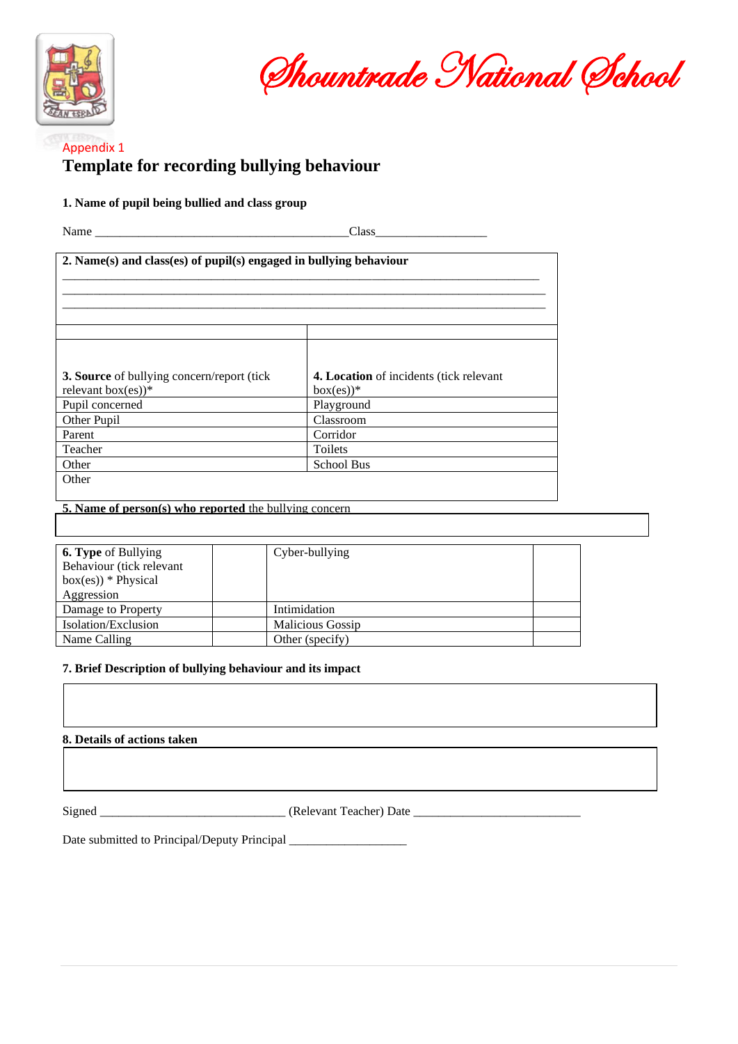# Shountrade National School

Appendix 1

## Template for recording bullying behaviour

**1. Name of pupil being bullied and class group**

Name ________________________________________Class_________________

**2. Name(s) and class(es) of pupil(s) engaged in bullying behaviour**

_____________________________________________________________________________

_____________________________________________________________________________

_____________________________________________________________________________

| | |
|---|---|
| **3. Source** of bullying concern/report (tick relevant box(es))* | **4. Location** of incidents (tick relevant box(es))* |
| Pupil concerned | Playground |
| Other Pupil | Classroom |
| Parent | Corridor |
| Teacher | Toilets |
| Other | School Bus |
| Other | |

**5. Name of person(s) who reported** the bullying concern

| | | | |
|---|---|---|---|
| **6. Type** of Bullying Behaviour (tick relevant box(es)) * Physical Aggression | | Cyber-bullying | |
| Damage to Property | | Intimidation | |
| Isolation/Exclusion | | Malicious Gossip | |
| Name Calling | | Other (specify) | |

**7. Brief Description of bullying behaviour and its impact**

**8. Details of actions taken**

Signed _____________________________ (Relevant Teacher) Date ___________________________

Date submitted to Principal/Deputy Principal ___________________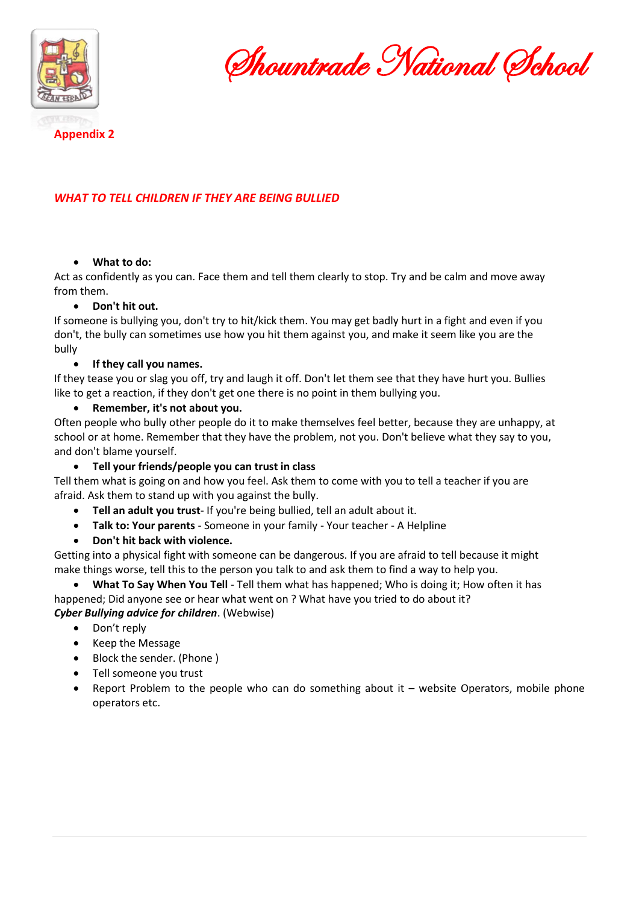**Appendix 2**

## *WHAT TO TELL CHILDREN IF THEY ARE BEING BULLIED*

- **What to do:**

Act as confidently as you can. Face them and tell them clearly to stop. Try and be calm and move away from them.

- **Don't hit out.**

If someone is bullying you, don't try to hit/kick them. You may get badly hurt in a fight and even if you don't, the bully can sometimes use how you hit them against you, and make it seem like you are the bully

- **If they call you names.**

If they tease you or slag you off, try and laugh it off. Don't let them see that they have hurt you. Bullies like to get a reaction, if they don't get one there is no point in them bullying you.

- **Remember, it's not about you.**

Often people who bully other people do it to make themselves feel better, because they are unhappy, at school or at home. Remember that they have the problem, not you. Don't believe what they say to you, and don't blame yourself.

- **Tell your friends/people you can trust in class**

Tell them what is going on and how you feel. Ask them to come with you to tell a teacher if you are afraid. Ask them to stand up with you against the bully.

- **Tell an adult you trust**- If you're being bullied, tell an adult about it.
- **Talk to: Your parents** - Someone in your family - Your teacher - A Helpline
- **Don't hit back with violence.**

Getting into a physical fight with someone can be dangerous. If you are afraid to tell because it might make things worse, tell this to the person you talk to and ask them to find a way to help you.

- **What To Say When You Tell** - Tell them what has happened; Who is doing it; How often it has happened; Did anyone see or hear what went on ? What have you tried to do about it?

***Cyber Bullying advice for children***. (Webwise)

- Don't reply
- Keep the Message
- Block the sender. (Phone )
- Tell someone you trust
- Report Problem to the people who can do something about it – website Operators, mobile phone operators etc.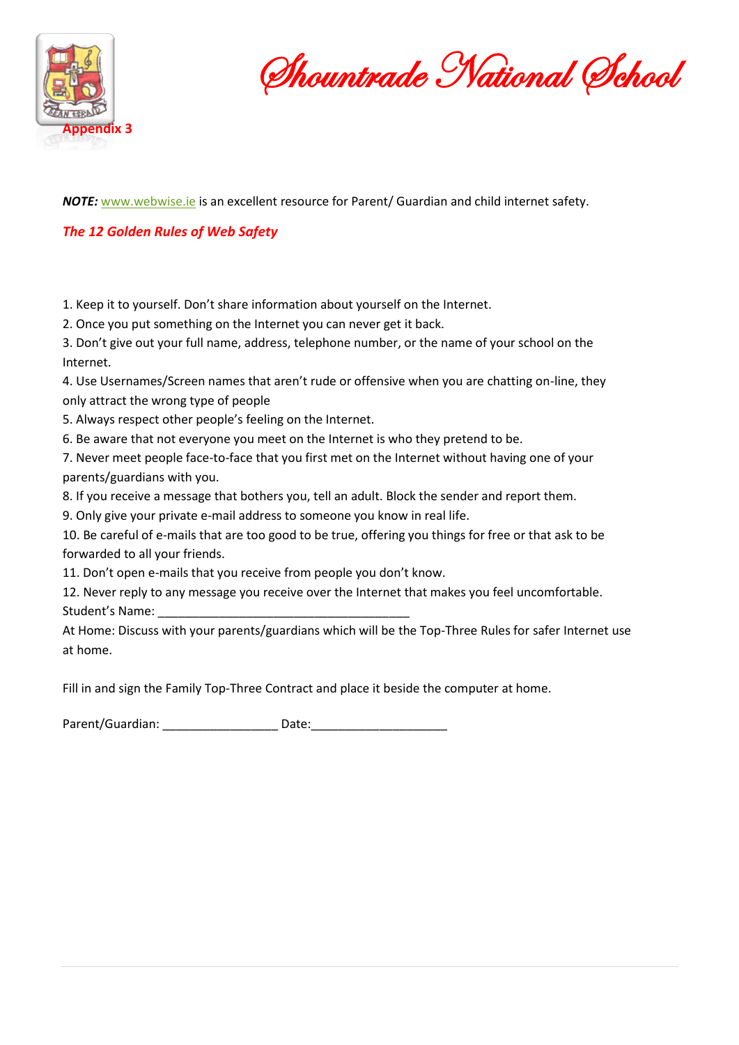# Shountrade National School

**Appendix 3**

***NOTE:*** www.webwise.ie is an excellent resource for Parent/ Guardian and child internet safety.

## *The 12 Golden Rules of Web Safety*

1. Keep it to yourself. Don't share information about yourself on the Internet.
2. Once you put something on the Internet you can never get it back.
3. Don't give out your full name, address, telephone number, or the name of your school on the Internet.
4. Use Usernames/Screen names that aren't rude or offensive when you are chatting on-line, they only attract the wrong type of people
5. Always respect other people's feeling on the Internet.
6. Be aware that not everyone you meet on the Internet is who they pretend to be.
7. Never meet people face-to-face that you first met on the Internet without having one of your parents/guardians with you.
8. If you receive a message that bothers you, tell an adult. Block the sender and report them.
9. Only give your private e-mail address to someone you know in real life.
10. Be careful of e-mails that are too good to be true, offering you things for free or that ask to be forwarded to all your friends.
11. Don't open e-mails that you receive from people you don't know.
12. Never reply to any message you receive over the Internet that makes you feel uncomfortable.

Student's Name: ______________________________________

At Home: Discuss with your parents/guardians which will be the Top-Three Rules for safer Internet use at home.

Fill in and sign the Family Top-Three Contract and place it beside the computer at home.

Parent/Guardian: _________________ Date:____________________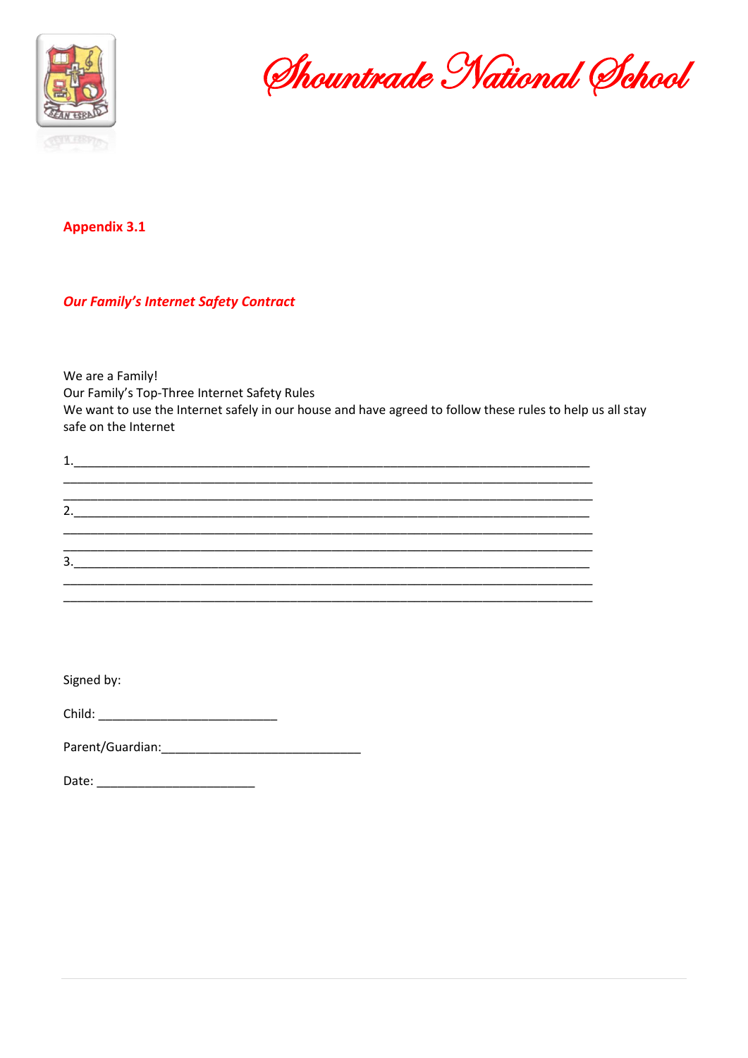# Shountrade National School

**Appendix 3.1**

***Our Family's Internet Safety Contract***

We are a Family!
Our Family's Top-Three Internet Safety Rules
We want to use the Internet safely in our house and have agreed to follow these rules to help us all stay safe on the Internet

1.____________________________________________________________________________
______________________________________________________________________________
______________________________________________________________________________
2.____________________________________________________________________________
______________________________________________________________________________
______________________________________________________________________________
3.____________________________________________________________________________
______________________________________________________________________________
______________________________________________________________________________

Signed by:

Child: __________________________

Parent/Guardian:_____________________________

Date: _______________________